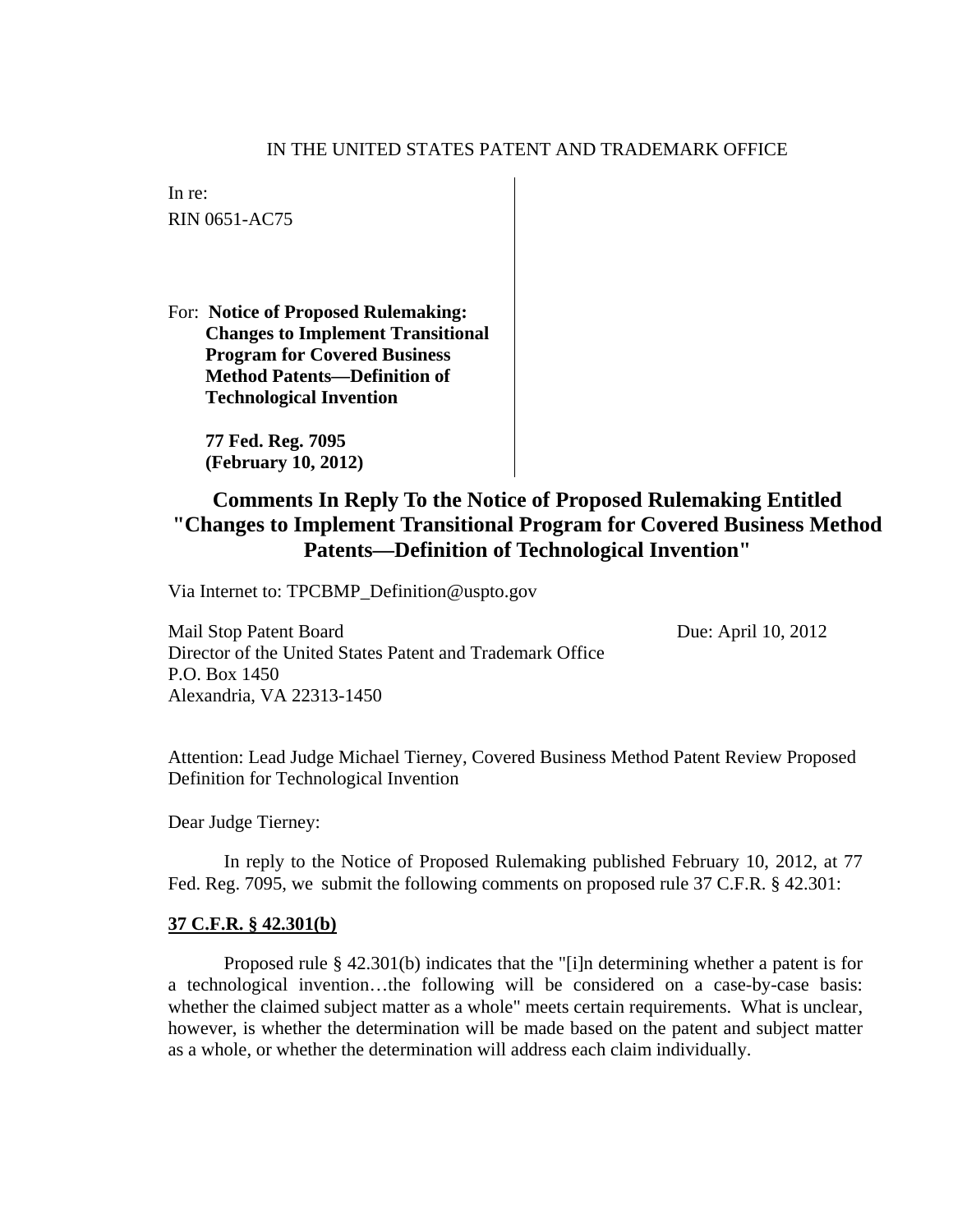IN THE UNITED STATES PATENT AND TRADEMARK OFFICE

In re:
RIN 0651-AC75

For: **Notice of Proposed Rulemaking: Changes to Implement Transitional Program for Covered Business Method Patents—Definition of Technological Invention**

**77 Fed. Reg. 7095 (February 10, 2012)**

# Comments In Reply To the Notice of Proposed Rulemaking Entitled "Changes to Implement Transitional Program for Covered Business Method Patents—Definition of Technological Invention"

Via Internet to: TPCBMP_Definition@uspto.gov

Mail Stop Patent Board
Director of the United States Patent and Trademark Office
P.O. Box 1450
Alexandria, VA 22313-1450

Due: April 10, 2012

Attention: Lead Judge Michael Tierney, Covered Business Method Patent Review Proposed Definition for Technological Invention

Dear Judge Tierney:

In reply to the Notice of Proposed Rulemaking published February 10, 2012, at 77 Fed. Reg. 7095, we submit the following comments on proposed rule 37 C.F.R. § 42.301:

**37 C.F.R. § 42.301(b)**

Proposed rule § 42.301(b) indicates that the "[i]n determining whether a patent is for a technological invention…the following will be considered on a case-by-case basis: whether the claimed subject matter as a whole" meets certain requirements. What is unclear, however, is whether the determination will be made based on the patent and subject matter as a whole, or whether the determination will address each claim individually.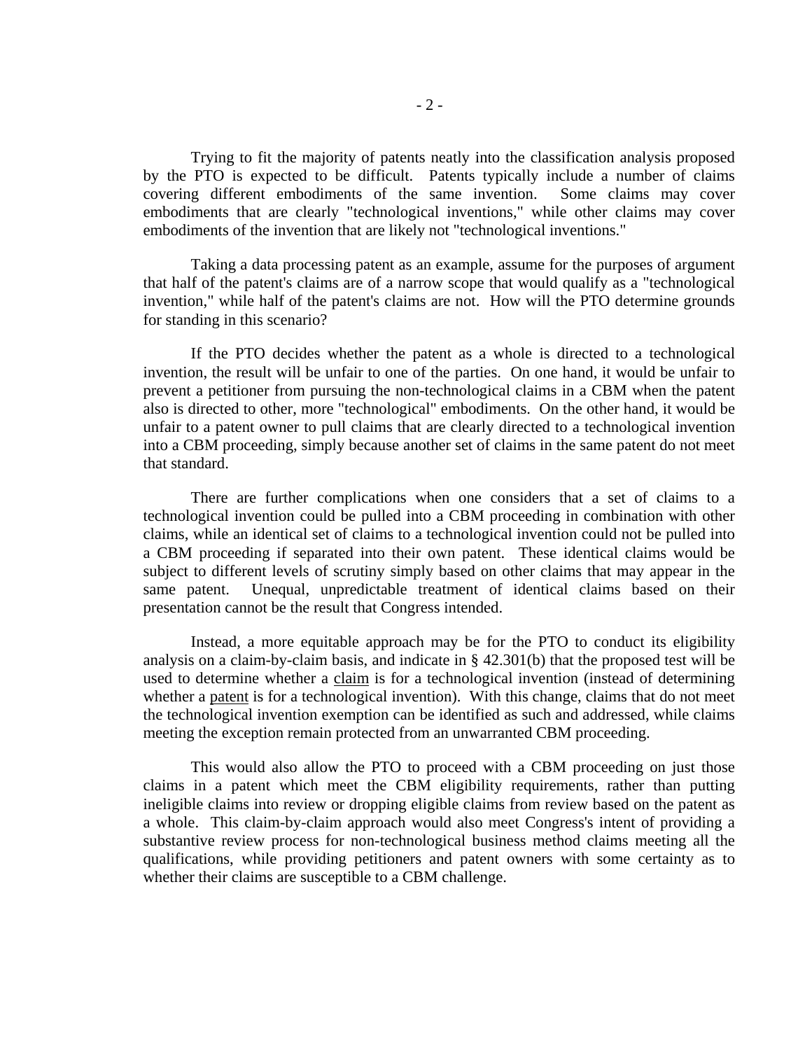Trying to fit the majority of patents neatly into the classification analysis proposed by the PTO is expected to be difficult. Patents typically include a number of claims covering different embodiments of the same invention. Some claims may cover embodiments that are clearly "technological inventions," while other claims may cover embodiments of the invention that are likely not "technological inventions."

Taking a data processing patent as an example, assume for the purposes of argument that half of the patent's claims are of a narrow scope that would qualify as a "technological invention," while half of the patent's claims are not. How will the PTO determine grounds for standing in this scenario?

If the PTO decides whether the patent as a whole is directed to a technological invention, the result will be unfair to one of the parties. On one hand, it would be unfair to prevent a petitioner from pursuing the non-technological claims in a CBM when the patent also is directed to other, more "technological" embodiments. On the other hand, it would be unfair to a patent owner to pull claims that are clearly directed to a technological invention into a CBM proceeding, simply because another set of claims in the same patent do not meet that standard.

There are further complications when one considers that a set of claims to a technological invention could be pulled into a CBM proceeding in combination with other claims, while an identical set of claims to a technological invention could not be pulled into a CBM proceeding if separated into their own patent. These identical claims would be subject to different levels of scrutiny simply based on other claims that may appear in the same patent. Unequal, unpredictable treatment of identical claims based on their presentation cannot be the result that Congress intended.

Instead, a more equitable approach may be for the PTO to conduct its eligibility analysis on a claim-by-claim basis, and indicate in § 42.301(b) that the proposed test will be used to determine whether a <u>claim</u> is for a technological invention (instead of determining whether a <u>patent</u> is for a technological invention). With this change, claims that do not meet the technological invention exemption can be identified as such and addressed, while claims meeting the exception remain protected from an unwarranted CBM proceeding.

This would also allow the PTO to proceed with a CBM proceeding on just those claims in a patent which meet the CBM eligibility requirements, rather than putting ineligible claims into review or dropping eligible claims from review based on the patent as a whole. This claim-by-claim approach would also meet Congress's intent of providing a substantive review process for non-technological business method claims meeting all the qualifications, while providing petitioners and patent owners with some certainty as to whether their claims are susceptible to a CBM challenge.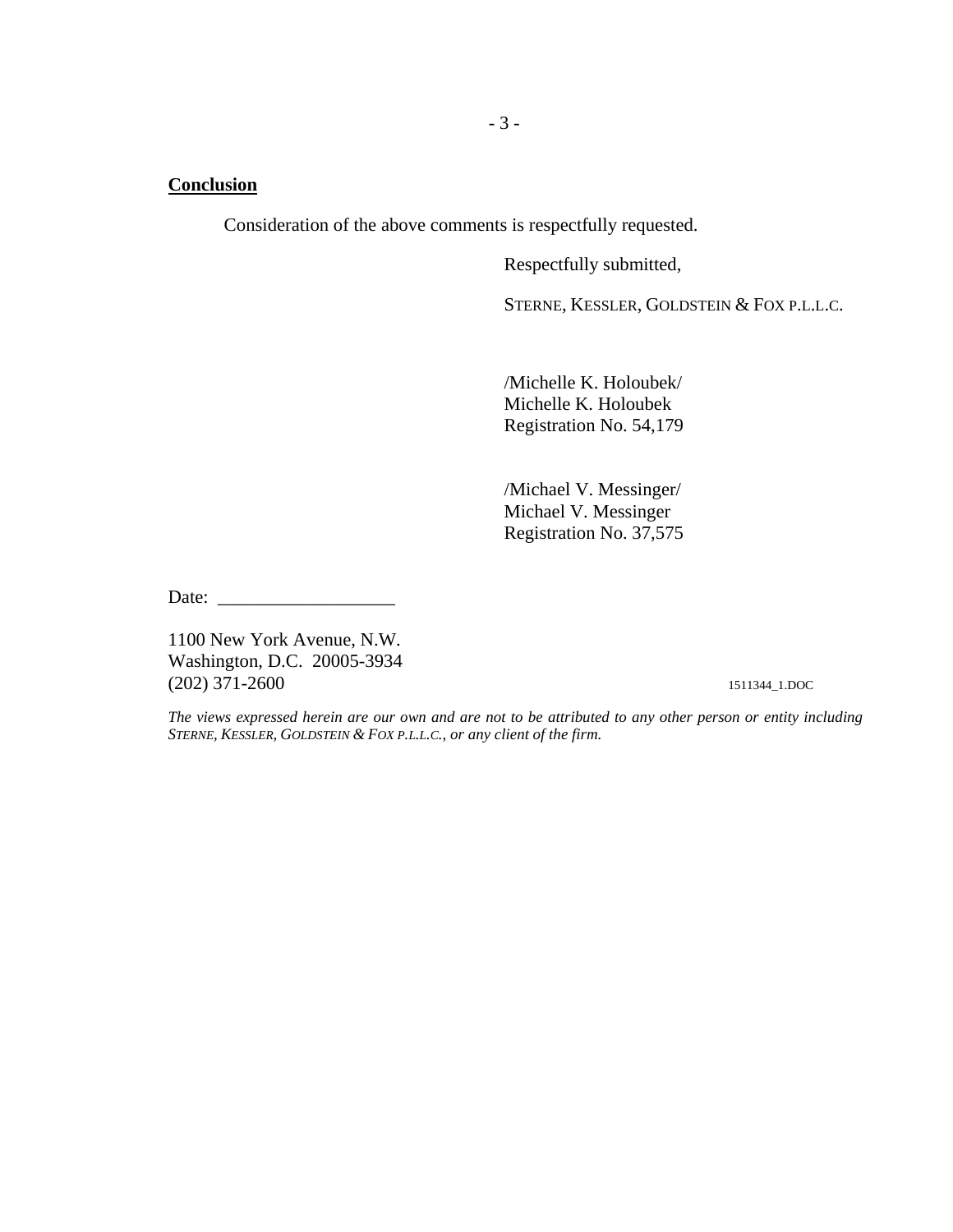**Conclusion**

Consideration of the above comments is respectfully requested.

Respectfully submitted,

STERNE, KESSLER, GOLDSTEIN & FOX P.L.L.C.

/Michelle K. Holoubek/
Michelle K. Holoubek
Registration No. 54,179

/Michael V. Messinger/
Michael V. Messinger
Registration No. 37,575

Date: ___________________

1100 New York Avenue, N.W.
Washington, D.C. 20005-3934
(202) 371-2600

1511344_1.DOC

*The views expressed herein are our own and are not to be attributed to any other person or entity including STERNE, KESSLER, GOLDSTEIN & FOX P.L.L.C., or any client of the firm.*